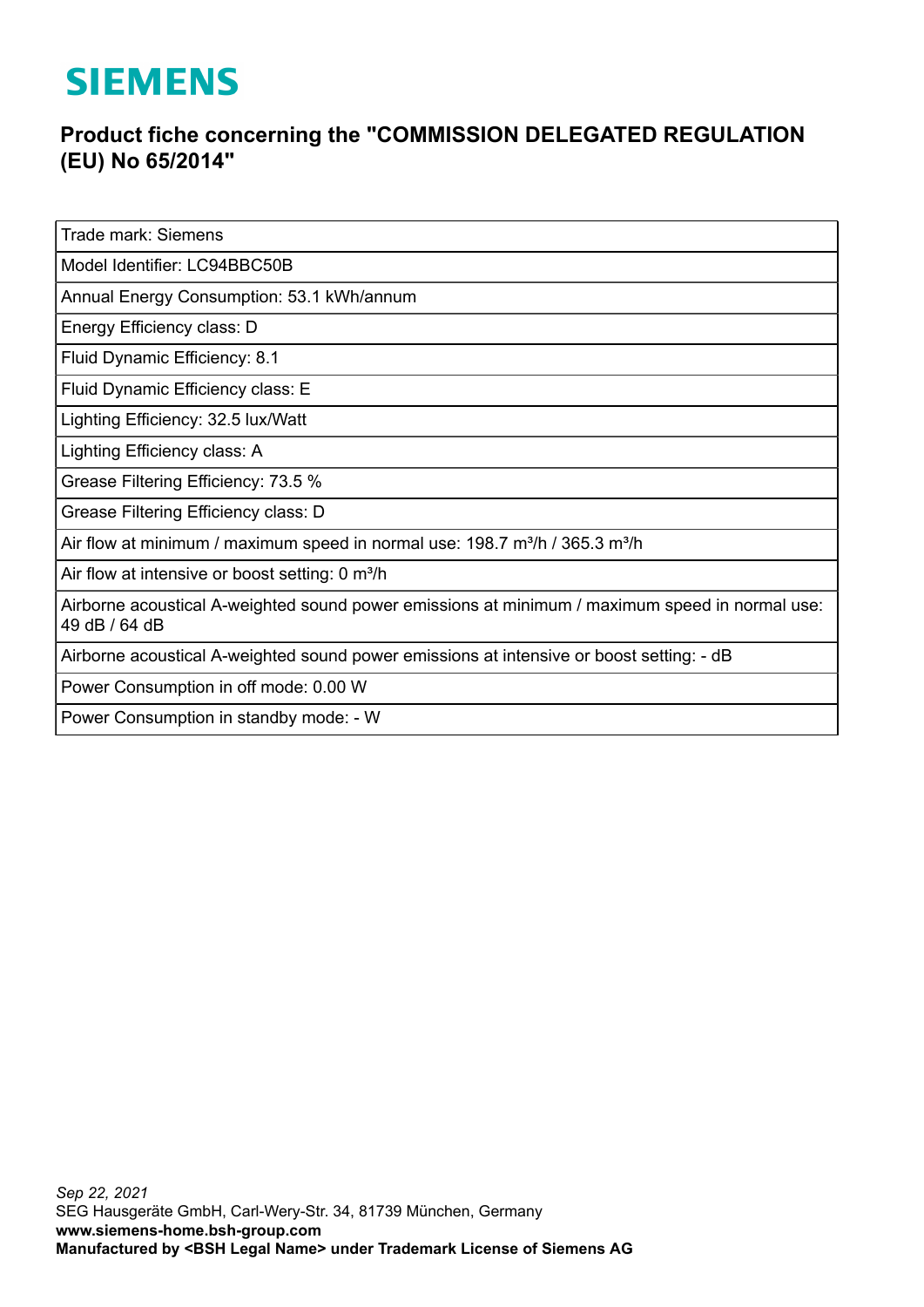SIEMENS

# Product fiche concerning the "COMMISSION DELEGATED REGULATION (EU) No 65/2014"

| Trade mark: Siemens |
|---|
| Model Identifier: LC94BBC50B |
| Annual Energy Consumption: 53.1 kWh/annum |
| Energy Efficiency class: D |
| Fluid Dynamic Efficiency: 8.1 |
| Fluid Dynamic Efficiency class: E |
| Lighting Efficiency: 32.5 lux/Watt |
| Lighting Efficiency class: A |
| Grease Filtering Efficiency: 73.5 % |
| Grease Filtering Efficiency class: D |
| Air flow at minimum / maximum speed in normal use: 198.7 m³/h / 365.3 m³/h |
| Air flow at intensive or boost setting: 0 m³/h |
| Airborne acoustical A-weighted sound power emissions at minimum / maximum speed in normal use: 49 dB / 64 dB |
| Airborne acoustical A-weighted sound power emissions at intensive or boost setting: - dB |
| Power Consumption in off mode: 0.00 W |
| Power Consumption in standby mode: - W |

*Sep 22, 2021*
SEG Hausgeräte GmbH, Carl-Wery-Str. 34, 81739 München, Germany
**www.siemens-home.bsh-group.com**
**Manufactured by <BSH Legal Name> under Trademark License of Siemens AG**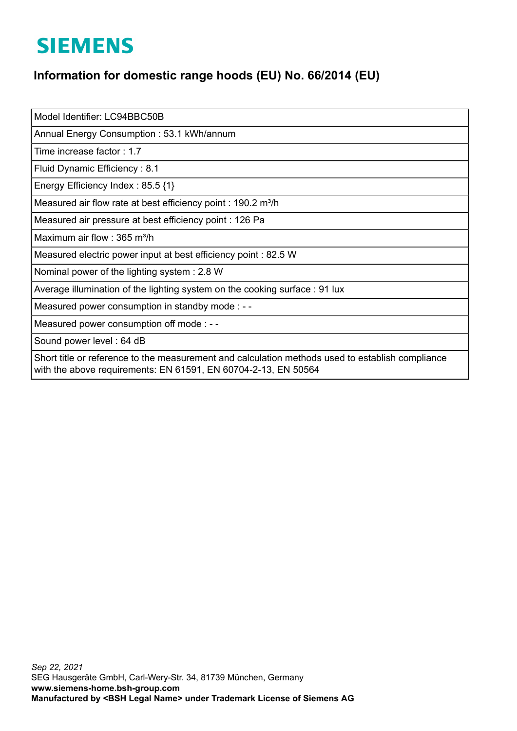**SIEMENS**

## Information for domestic range hoods (EU) No. 66/2014 (EU)

| |
|---|
| Model Identifier: LC94BBC50B |
| Annual Energy Consumption : 53.1 kWh/annum |
| Time increase factor : 1.7 |
| Fluid Dynamic Efficiency : 8.1 |
| Energy Efficiency Index : 85.5 {1} |
| Measured air flow rate at best efficiency point : 190.2 m³/h |
| Measured air pressure at best efficiency point : 126 Pa |
| Maximum air flow : 365 m³/h |
| Measured electric power input at best efficiency point : 82.5 W |
| Nominal power of the lighting system : 2.8 W |
| Average illumination of the lighting system on the cooking surface : 91 lux |
| Measured power consumption in standby mode : - - |
| Measured power consumption off mode : - - |
| Sound power level : 64 dB |
| Short title or reference to the measurement and calculation methods used to establish compliance with the above requirements: EN 61591, EN 60704-2-13, EN 50564 |

*Sep 22, 2021*
SEG Hausgeräte GmbH, Carl-Wery-Str. 34, 81739 München, Germany
**www.siemens-home.bsh-group.com**
**Manufactured by <BSH Legal Name> under Trademark License of Siemens AG**